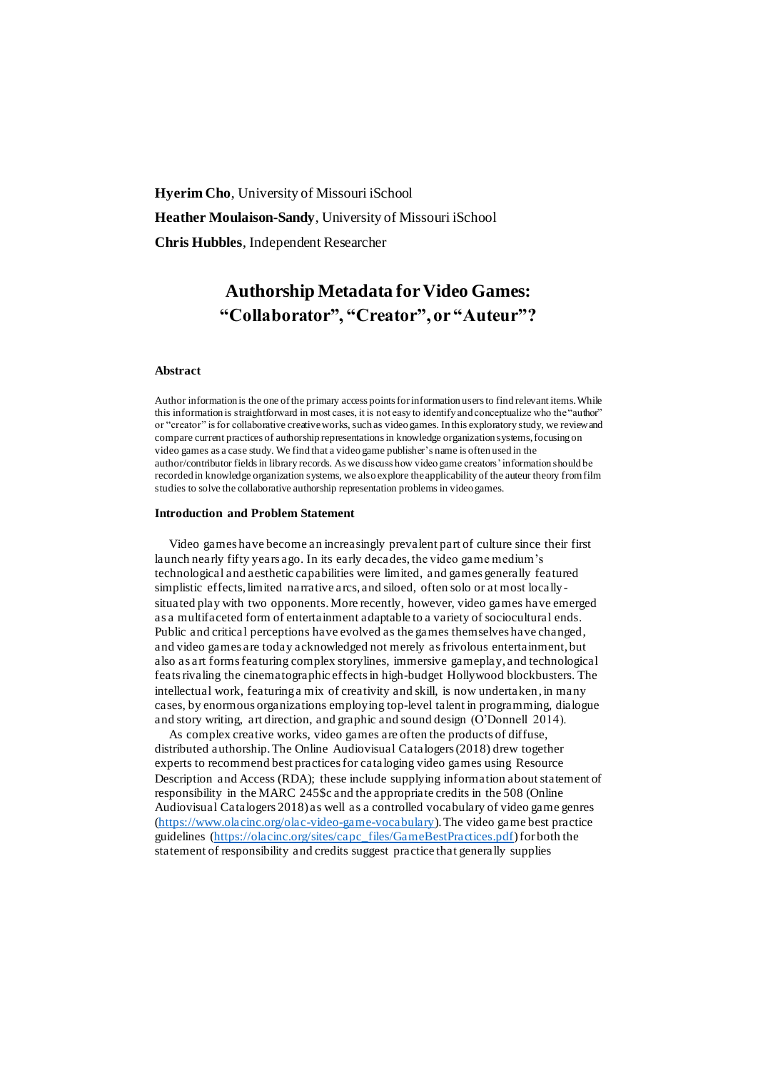**Hyerim Cho**, University of Missouri iSchool

**Heather Moulaison-Sandy**, University of Missouri iSchool

**Chris Hubbles**, Independent Researcher

# Authorship Metadata for Video Games: "Collaborator", "Creator", or "Auteur"?

#### Abstract

Author information is the one of the primary access points for information users to find relevant items. While this information is straightforward in most cases, it is not easy to identify and conceptualize who the "author" or "creator" is for collaborative creative works, such as video games. In this exploratory study, we review and compare current practices of authorship representations in knowledge organization systems, focusing on video games as a case study. We find that a video game publisher's name is often used in the author/contributor fields in library records. As we discuss how video game creators' information should be recorded in knowledge organization systems, we also explore the applicability of the auteur theory from film studies to solve the collaborative authorship representation problems in video games.

#### Introduction and Problem Statement

Video games have become an increasingly prevalent part of culture since their first launch nearly fifty years ago. In its early decades, the video game medium's technological and aesthetic capabilities were limited, and games generally featured simplistic effects, limited narrative arcs, and siloed, often solo or at most locally-situated play with two opponents. More recently, however, video games have emerged as a multifaceted form of entertainment adaptable to a variety of sociocultural ends. Public and critical perceptions have evolved as the games themselves have changed, and video games are today acknowledged not merely as frivolous entertainment, but also as art forms featuring complex storylines, immersive gameplay, and technological feats rivaling the cinematographic effects in high-budget Hollywood blockbusters. The intellectual work, featuring a mix of creativity and skill, is now undertaken, in many cases, by enormous organizations employing top-level talent in programming, dialogue and story writing, art direction, and graphic and sound design (O'Donnell 2014).

As complex creative works, video games are often the products of diffuse, distributed authorship. The Online Audiovisual Catalogers (2018) drew together experts to recommend best practices for cataloging video games using Resource Description and Access (RDA); these include supplying information about statement of responsibility in the MARC 245$c and the appropriate credits in the 508 (Online Audiovisual Catalogers 2018) as well as a controlled vocabulary of video game genres (https://www.olacinc.org/olac-video-game-vocabulary). The video game best practice guidelines (https://olacinc.org/sites/capc_files/GameBestPractices.pdf) for both the statement of responsibility and credits suggest practice that generally supplies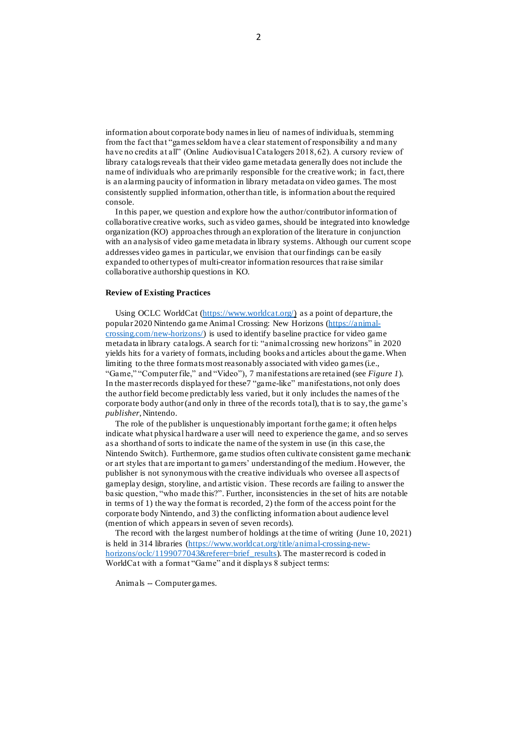information about corporate body names in lieu of names of individuals, stemming from the fact that "games seldom have a clear statement of responsibility and many have no credits at all" (Online Audiovisual Catalogers 2018, 62). A cursory review of library catalogs reveals that their video game metadata generally does not include the name of individuals who are primarily responsible for the creative work; in fact, there is an alarming paucity of information in library metadata on video games. The most consistently supplied information, other than title, is information about the required console.

In this paper, we question and explore how the author/contributor information of collaborative creative works, such as video games, should be integrated into knowledge organization (KO) approaches through an exploration of the literature in conjunction with an analysis of video game metadata in library systems. Although our current scope addresses video games in particular, we envision that our findings can be easily expanded to other types of multi-creator information resources that raise similar collaborative authorship questions in KO.

### Review of Existing Practices

Using OCLC WorldCat (https://www.worldcat.org/) as a point of departure, the popular 2020 Nintendo game Animal Crossing: New Horizons (https://animal-crossing.com/new-horizons/) is used to identify baseline practice for video game metadata in library catalogs. A search for ti: "animal crossing new horizons" in 2020 yields hits for a variety of formats, including books and articles about the game. When limiting to the three formats most reasonably associated with video games (i.e., "Game," "Computer file," and "Video"), 7 manifestations are retained (see *Figure 1*). In the master records displayed for these7 "game-like" manifestations, not only does the author field become predictably less varied, but it only includes the names of the corporate body author (and only in three of the records total), that is to say, the game's *publisher*, Nintendo.

The role of the publisher is unquestionably important for the game; it often helps indicate what physical hardware a user will need to experience the game, and so serves as a shorthand of sorts to indicate the name of the system in use (in this case, the Nintendo Switch). Furthermore, game studios often cultivate consistent game mechanic or art styles that are important to gamers' understanding of the medium. However, the publisher is not synonymous with the creative individuals who oversee all aspects of gameplay design, storyline, and artistic vision. These records are failing to answer the basic question, "who made this?". Further, inconsistencies in the set of hits are notable in terms of 1) the way the format is recorded, 2) the form of the access point for the corporate body Nintendo, and 3) the conflicting information about audience level (mention of which appears in seven of seven records).

The record with the largest number of holdings at the time of writing (June 10, 2021) is held in 314 libraries (https://www.worldcat.org/title/animal-crossing-new-horizons/oclc/1199077043&referer=brief_results). The master record is coded in WorldCat with a format "Game" and it displays 8 subject terms:

Animals -- Computer games.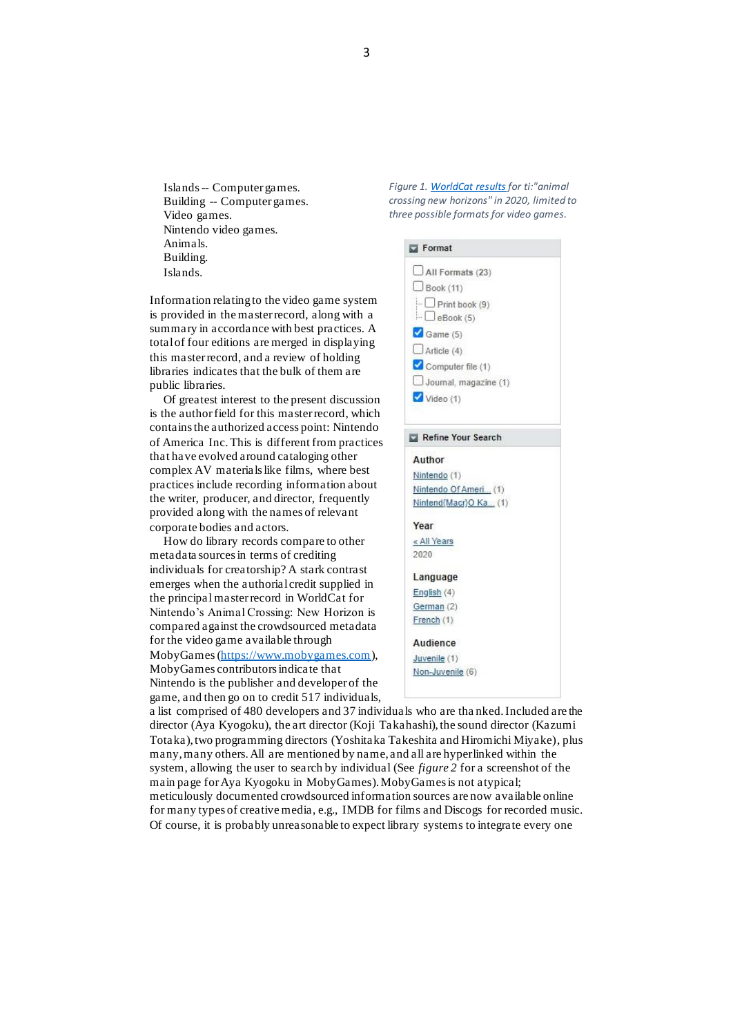Islands -- Computer games.
Building -- Computer games.
Video games.
Nintendo video games.
Animals.
Building.
Islands.

Information relating to the video game system is provided in the master record, along with a summary in accordance with best practices. A total of four editions are merged in displaying this master record, and a review of holding libraries indicates that the bulk of them are public libraries.

Of greatest interest to the present discussion is the author field for this master record, which contains the authorized access point: Nintendo of America Inc. This is different from practices that have evolved around cataloging other complex AV materials like films, where best practices include recording information about the writer, producer, and director, frequently provided along with the names of relevant corporate bodies and actors.

How do library records compare to other metadata sources in terms of crediting individuals for creatorship? A stark contrast emerges when the authorial credit supplied in the principal master record in WorldCat for Nintendo's Animal Crossing: New Horizon is compared against the crowdsourced metadata for the video game available through MobyGames (https://www.mobygames.com), MobyGames contributors indicate that Nintendo is the publisher and developer of the game, and then go on to credit 517 individuals, a list comprised of 480 developers and 37 individuals who are thanked. Included are the director (Aya Kyogoku), the art director (Koji Takahashi), the sound director (Kazumi Totaka), two programming directors (Yoshitaka Takeshita and Hiromichi Miyake), plus many, many others. All are mentioned by name, and all are hyperlinked within the system, allowing the user to search by individual (See *figure 2* for a screenshot of the main page for Aya Kyogoku in MobyGames). MobyGames is not atypical; meticulously documented crowdsourced information sources are now available online for many types of creative media, e.g., IMDB for films and Discogs for recorded music. Of course, it is probably unreasonable to expect library systems to integrate every one

*Figure 1. WorldCat results for ti:"animal crossing new horizons" in 2020, limited to three possible formats for video games.*

**Format**

- [ ] All Formats (23)
- [ ] Book (11)
  - [ ] Print book (9)
  - [ ] eBook (5)
- [x] Game (5)
- [ ] Article (4)
- [x] Computer file (1)
- [ ] Journal, magazine (1)
- [x] Video (1)

**Refine Your Search**

**Author**
Nintendo (1)
Nintendo Of Ameri... (1)
Nintend{Macr}O Ka... (1)

**Year**
« All Years
2020

**Language**
English (4)
German (2)
French (1)

**Audience**
Juvenile (1)
Non-Juvenile (6)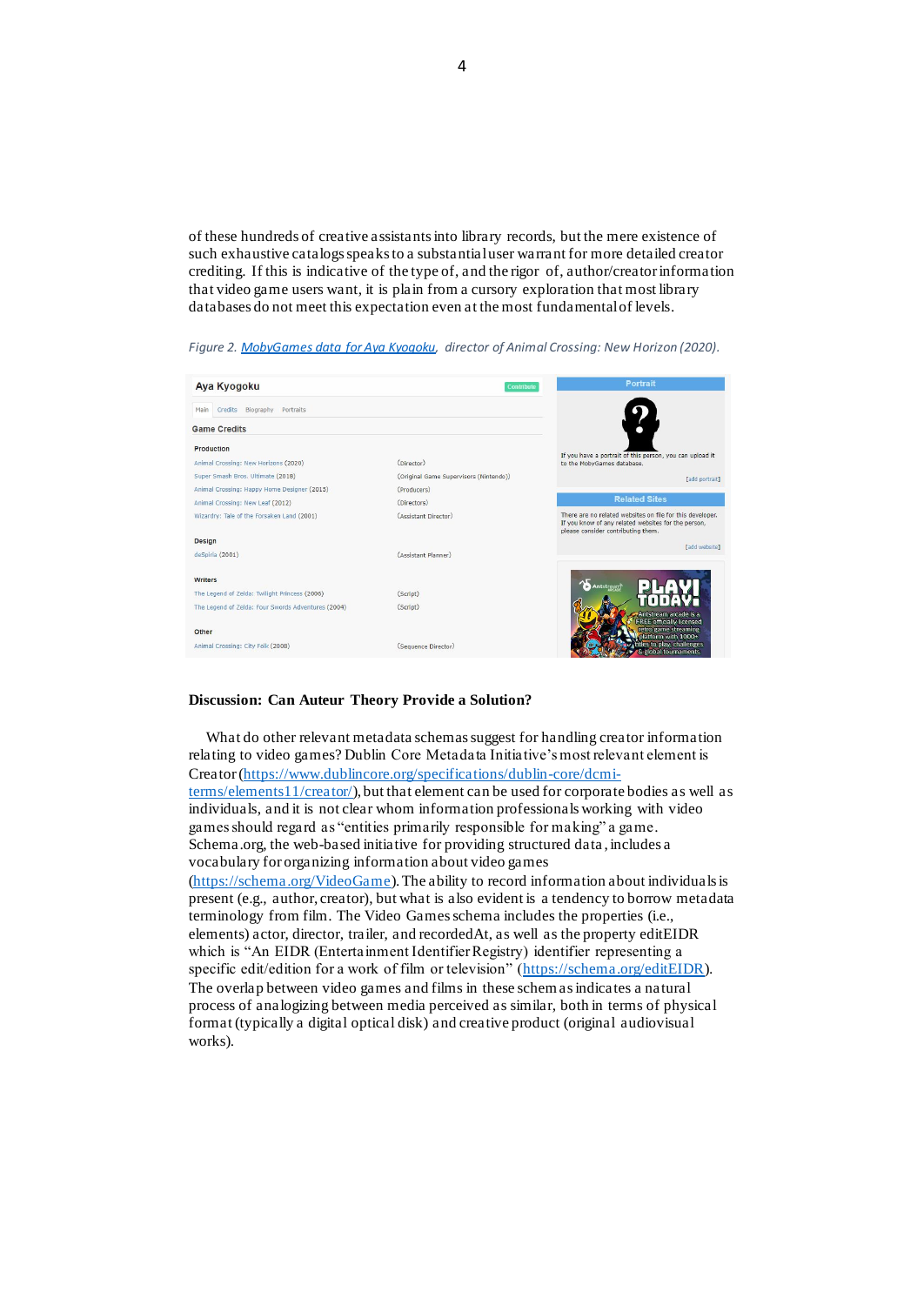of these hundreds of creative assistants into library records, but the mere existence of such exhaustive catalogs speaks to a substantial user warrant for more detailed creator crediting. If this is indicative of the type of, and the rigor of, author/creator information that video game users want, it is plain from a cursory exploration that most library databases do not meet this expectation even at the most fundamental of levels.

*Figure 2. [MobyGames data for Aya Kyogoku](), director of Animal Crossing: New Horizon (2020).*

Aya Kyogoku

Main | Credits | Biography | Portraits

**Game Credits**

**Production**

| | |
|---|---|
| Animal Crossing: New Horizons (2020) | (Director) |
| Super Smash Bros. Ultimate (2018) | (Original Game Supervisors (Nintendo)) |
| Animal Crossing: Happy Home Designer (2015) | (Producers) |
| Animal Crossing: New Leaf (2012) | (Directors) |
| Wizardry: Tale of the Forsaken Land (2001) | (Assistant Director) |

**Design**

| | |
|---|---|
| deSpiria (2001) | (Assistant Planner) |

**Writers**

| | |
|---|---|
| The Legend of Zelda: Twilight Princess (2006) | (Script) |
| The Legend of Zelda: Four Swords Adventures (2004) | (Script) |

**Other**

| | |
|---|---|
| Animal Crossing: City Folk (2008) | (Sequence Director) |

**Discussion: Can Auteur Theory Provide a Solution?**

What do other relevant metadata schemas suggest for handling creator information relating to video games? Dublin Core Metadata Initiative's most relevant element is Creator ([https://www.dublincore.org/specifications/dublin-core/dcmi-terms/elements11/creator/](https://www.dublincore.org/specifications/dublin-core/dcmi-terms/elements11/creator/)), but that element can be used for corporate bodies as well as individuals, and it is not clear whom information professionals working with video games should regard as "entities primarily responsible for making" a game. Schema.org, the web-based initiative for providing structured data, includes a vocabulary for organizing information about video games ([https://schema.org/VideoGame](https://schema.org/VideoGame)). The ability to record information about individuals is present (e.g., author, creator), but what is also evident is a tendency to borrow metadata terminology from film. The Video Games schema includes the properties (i.e., elements) actor, director, trailer, and recordedAt, as well as the property editEIDR which is "An EIDR (Entertainment Identifier Registry) identifier representing a specific edit/edition for a work of film or television" ([https://schema.org/editEIDR](https://schema.org/editEIDR)). The overlap between video games and films in these schemas indicates a natural process of analogizing between media perceived as similar, both in terms of physical format (typically a digital optical disk) and creative product (original audiovisual works).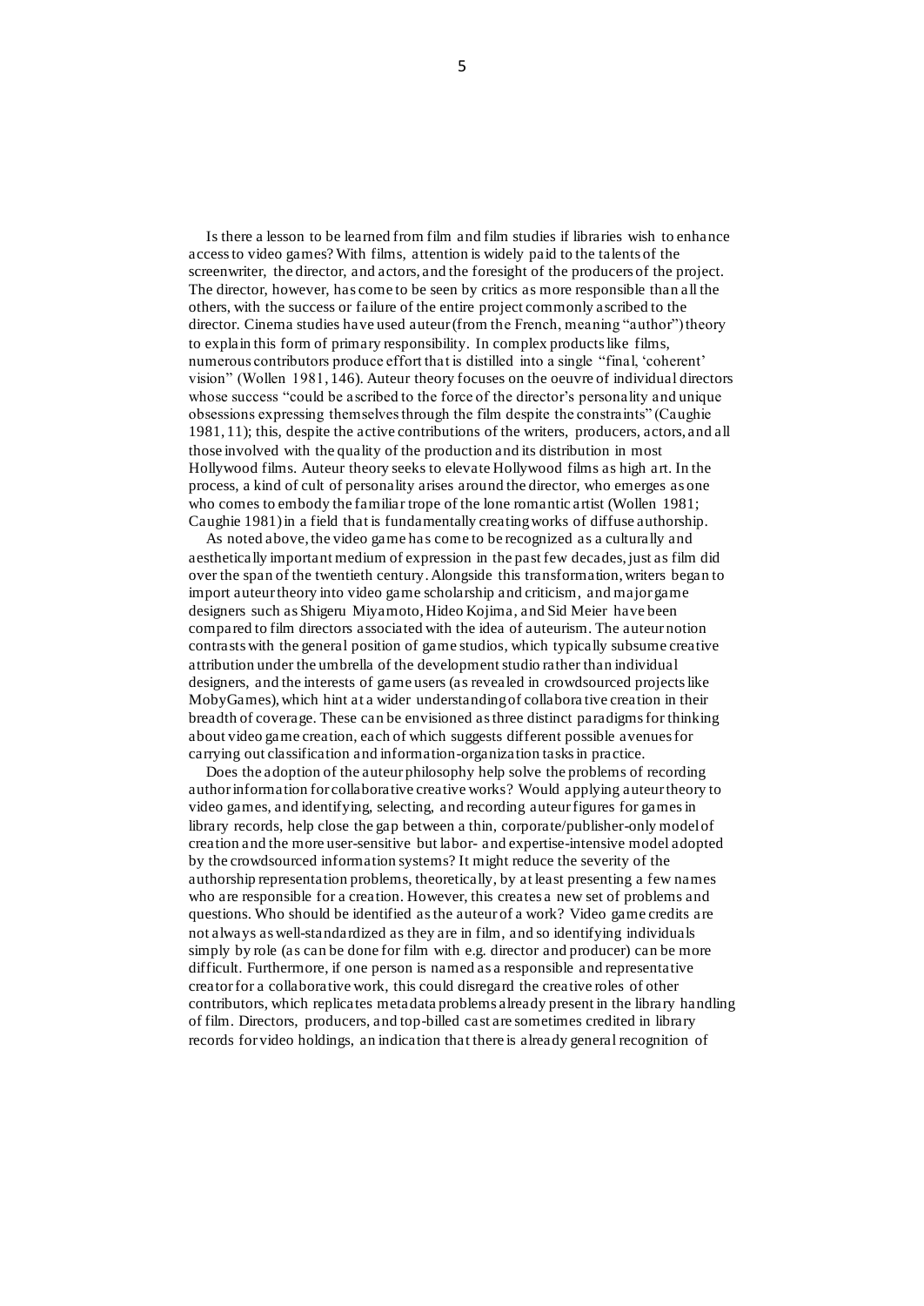Is there a lesson to be learned from film and film studies if libraries wish to enhance access to video games? With films, attention is widely paid to the talents of the screenwriter, the director, and actors, and the foresight of the producers of the project. The director, however, has come to be seen by critics as more responsible than all the others, with the success or failure of the entire project commonly ascribed to the director. Cinema studies have used auteur (from the French, meaning "author") theory to explain this form of primary responsibility. In complex products like films, numerous contributors produce effort that is distilled into a single "final, 'coherent' vision" (Wollen 1981, 146). Auteur theory focuses on the oeuvre of individual directors whose success "could be ascribed to the force of the director's personality and unique obsessions expressing themselves through the film despite the constraints" (Caughie 1981, 11); this, despite the active contributions of the writers, producers, actors, and all those involved with the quality of the production and its distribution in most Hollywood films. Auteur theory seeks to elevate Hollywood films as high art. In the process, a kind of cult of personality arises around the director, who emerges as one who comes to embody the familiar trope of the lone romantic artist (Wollen 1981; Caughie 1981) in a field that is fundamentally creating works of diffuse authorship.

As noted above, the video game has come to be recognized as a culturally and aesthetically important medium of expression in the past few decades, just as film did over the span of the twentieth century. Alongside this transformation, writers began to import auteur theory into video game scholarship and criticism, and major game designers such as Shigeru Miyamoto, Hideo Kojima, and Sid Meier have been compared to film directors associated with the idea of auteurism. The auteur notion contrasts with the general position of game studios, which typically subsume creative attribution under the umbrella of the development studio rather than individual designers, and the interests of game users (as revealed in crowdsourced projects like MobyGames), which hint at a wider understanding of collaborative creation in their breadth of coverage. These can be envisioned as three distinct paradigms for thinking about video game creation, each of which suggests different possible avenues for carrying out classification and information-organization tasks in practice.

Does the adoption of the auteur philosophy help solve the problems of recording author information for collaborative creative works? Would applying auteur theory to video games, and identifying, selecting, and recording auteur figures for games in library records, help close the gap between a thin, corporate/publisher-only model of creation and the more user-sensitive but labor- and expertise-intensive model adopted by the crowdsourced information systems? It might reduce the severity of the authorship representation problems, theoretically, by at least presenting a few names who are responsible for a creation. However, this creates a new set of problems and questions. Who should be identified as the auteur of a work? Video game credits are not always as well-standardized as they are in film, and so identifying individuals simply by role (as can be done for film with e.g. director and producer) can be more difficult. Furthermore, if one person is named as a responsible and representative creator for a collaborative work, this could disregard the creative roles of other contributors, which replicates metadata problems already present in the library handling of film. Directors, producers, and top-billed cast are sometimes credited in library records for video holdings, an indication that there is already general recognition of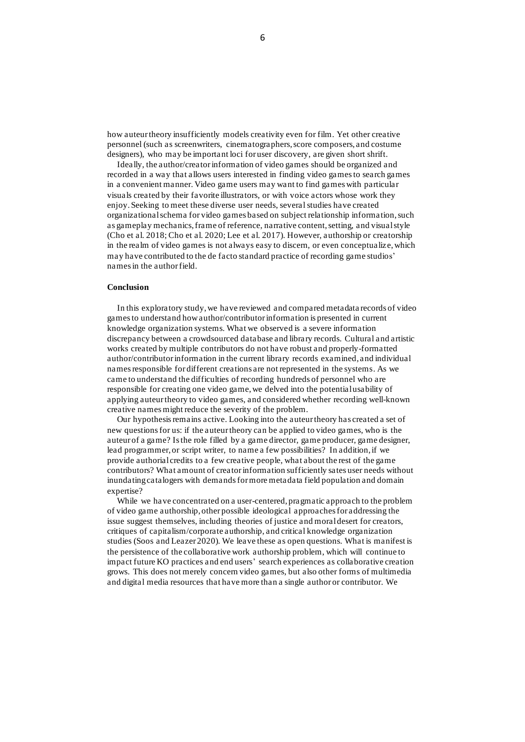how auteur theory insufficiently models creativity even for film. Yet other creative personnel (such as screenwriters, cinematographers, score composers, and costume designers), who may be important loci for user discovery, are given short shrift.

Ideally, the author/creator information of video games should be organized and recorded in a way that allows users interested in finding video games to search games in a convenient manner. Video game users may want to find games with particular visuals created by their favorite illustrators, or with voice actors whose work they enjoy. Seeking to meet these diverse user needs, several studies have created organizational schema for video games based on subject relationship information, such as gameplay mechanics, frame of reference, narrative content, setting, and visual style (Cho et al. 2018; Cho et al. 2020; Lee et al. 2017). However, authorship or creatorship in the realm of video games is not always easy to discern, or even conceptualize, which may have contributed to the de facto standard practice of recording game studios' names in the author field.

**Conclusion**

In this exploratory study, we have reviewed and compared metadata records of video games to understand how author/contributor information is presented in current knowledge organization systems. What we observed is a severe information discrepancy between a crowdsourced database and library records. Cultural and artistic works created by multiple contributors do not have robust and properly-formatted author/contributor information in the current library records examined, and individual names responsible for different creations are not represented in the systems. As we came to understand the difficulties of recording hundreds of personnel who are responsible for creating one video game, we delved into the potential usability of applying auteur theory to video games, and considered whether recording well-known creative names might reduce the severity of the problem.

Our hypothesis remains active. Looking into the auteur theory has created a set of new questions for us: if the auteur theory can be applied to video games, who is the auteur of a game? Is the role filled by a game director, game producer, game designer, lead programmer, or script writer, to name a few possibilities? In addition, if we provide authorial credits to a few creative people, what about the rest of the game contributors? What amount of creator information sufficiently sates user needs without inundating catalogers with demands for more metadata field population and domain expertise?

While we have concentrated on a user-centered, pragmatic approach to the problem of video game authorship, other possible ideological approaches for addressing the issue suggest themselves, including theories of justice and moral desert for creators, critiques of capitalism/corporate authorship, and critical knowledge organization studies (Soos and Leazer 2020). We leave these as open questions. What is manifest is the persistence of the collaborative work authorship problem, which will continue to impact future KO practices and end users' search experiences as collaborative creation grows. This does not merely concern video games, but also other forms of multimedia and digital media resources that have more than a single author or contributor. We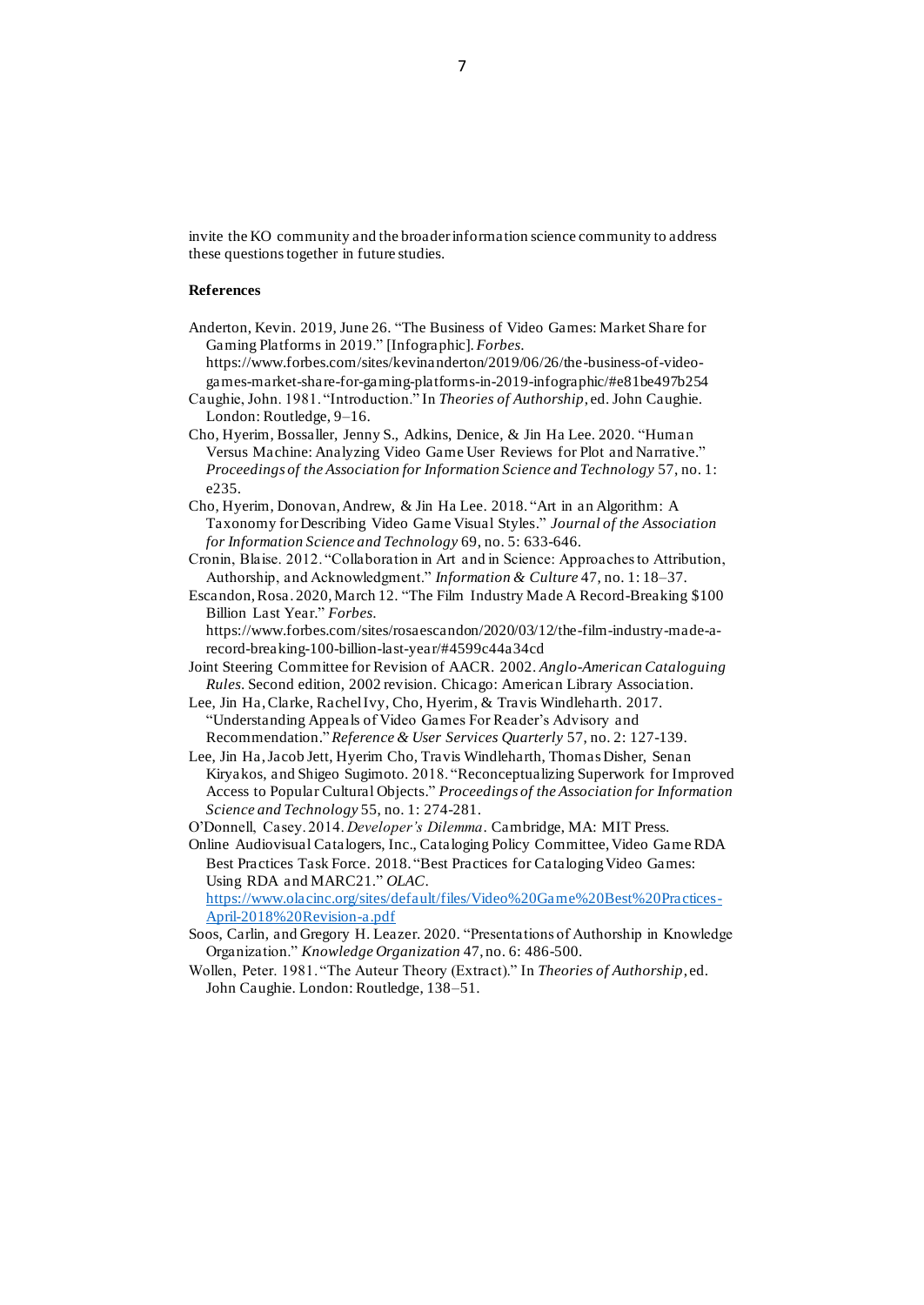invite the KO community and the broader information science community to address these questions together in future studies.

**References**

Anderton, Kevin. 2019, June 26. "The Business of Video Games: Market Share for Gaming Platforms in 2019." [Infographic]. *Forbes*. https://www.forbes.com/sites/kevinanderton/2019/06/26/the-business-of-video-games-market-share-for-gaming-platforms-in-2019-infographic/#e81be497b254

Caughie, John. 1981. "Introduction." In *Theories of Authorship*, ed. John Caughie. London: Routledge, 9–16.

Cho, Hyerim, Bossaller, Jenny S., Adkins, Denice, & Jin Ha Lee. 2020. "Human Versus Machine: Analyzing Video Game User Reviews for Plot and Narrative." *Proceedings of the Association for Information Science and Technology* 57, no. 1: e235.

Cho, Hyerim, Donovan, Andrew, & Jin Ha Lee. 2018. "Art in an Algorithm: A Taxonomy for Describing Video Game Visual Styles." *Journal of the Association for Information Science and Technology* 69, no. 5: 633-646.

Cronin, Blaise. 2012. "Collaboration in Art and in Science: Approaches to Attribution, Authorship, and Acknowledgment." *Information & Culture* 47, no. 1: 18–37.

Escandon, Rosa. 2020, March 12. "The Film Industry Made A Record-Breaking $100 Billion Last Year." *Forbes*. https://www.forbes.com/sites/rosaescandon/2020/03/12/the-film-industry-made-a-record-breaking-100-billion-last-year/#4599c44a34cd

Joint Steering Committee for Revision of AACR. 2002. *Anglo-American Cataloguing Rules*. Second edition, 2002 revision. Chicago: American Library Association.

Lee, Jin Ha, Clarke, Rachel Ivy, Cho, Hyerim, & Travis Windleharth. 2017. "Understanding Appeals of Video Games For Reader's Advisory and Recommendation." *Reference & User Services Quarterly* 57, no. 2: 127-139.

Lee, Jin Ha, Jacob Jett, Hyerim Cho, Travis Windleharth, Thomas Disher, Senan Kiryakos, and Shigeo Sugimoto. 2018. "Reconceptualizing Superwork for Improved Access to Popular Cultural Objects." *Proceedings of the Association for Information Science and Technology* 55, no. 1: 274-281.

O'Donnell, Casey. 2014. *Developer's Dilemma*. Cambridge, MA: MIT Press.

Online Audiovisual Catalogers, Inc., Cataloging Policy Committee, Video Game RDA Best Practices Task Force. 2018. "Best Practices for Cataloging Video Games: Using RDA and MARC21." *OLAC*. https://www.olacinc.org/sites/default/files/Video%20Game%20Best%20Practices-April-2018%20Revision-a.pdf

Soos, Carlin, and Gregory H. Leazer. 2020. "Presentations of Authorship in Knowledge Organization." *Knowledge Organization* 47, no. 6: 486-500.

Wollen, Peter. 1981. "The Auteur Theory (Extract)." In *Theories of Authorship*, ed. John Caughie. London: Routledge, 138–51.